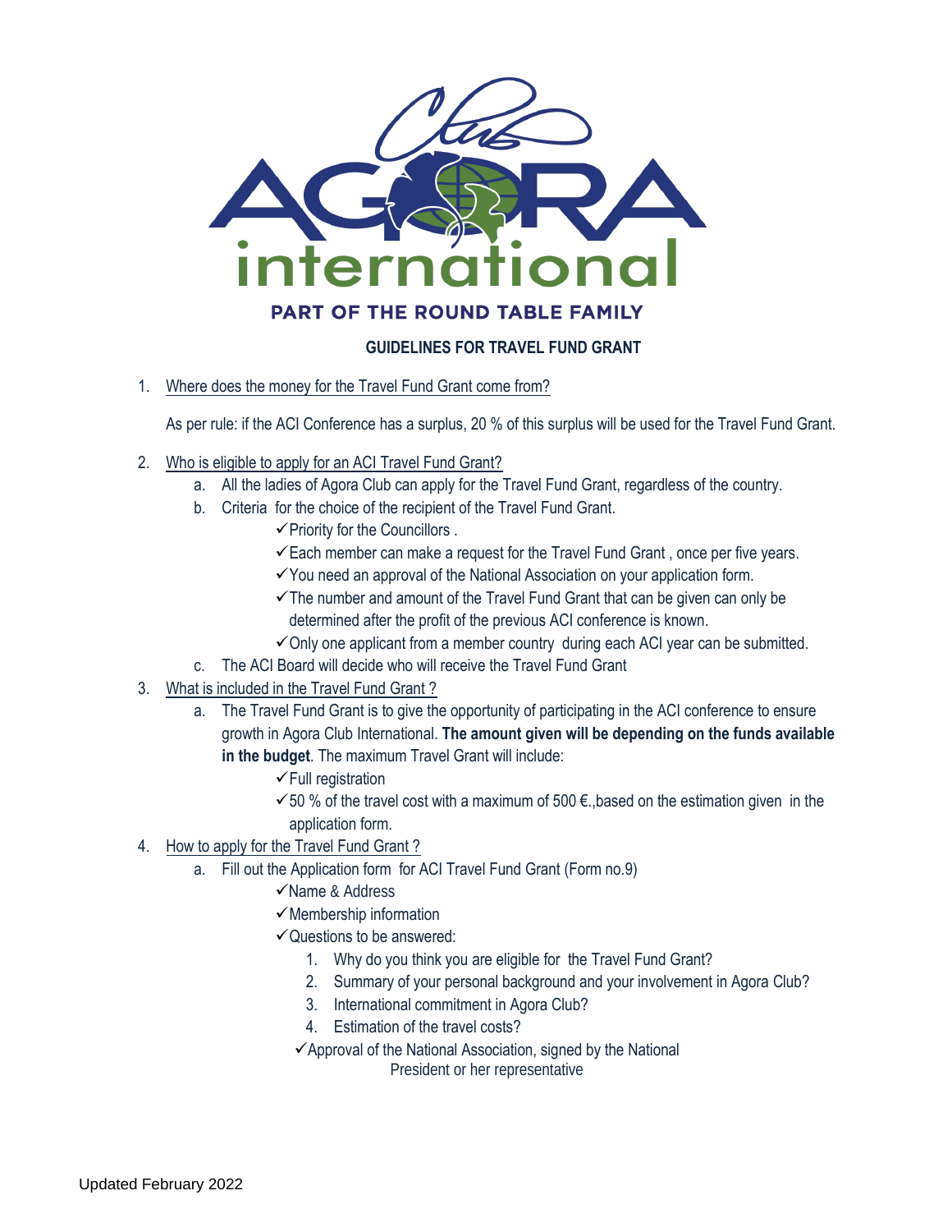# GUIDELINES FOR TRAVEL FUND GRANT

1. Where does the money for the Travel Fund Grant come from?

   As per rule: if the ACI Conference has a surplus, 20 % of this surplus will be used for the Travel Fund Grant.

2. Who is eligible to apply for an ACI Travel Fund Grant?
   a. All the ladies of Agora Club can apply for the Travel Fund Grant, regardless of the country.
   b. Criteria for the choice of the recipient of the Travel Fund Grant.
      - ✓Priority for the Councillors .
      - ✓Each member can make a request for the Travel Fund Grant , once per five years.
      - ✓You need an approval of the National Association on your application form.
      - ✓The number and amount of the Travel Fund Grant that can be given can only be determined after the profit of the previous ACI conference is known.
      - ✓Only one applicant from a member country during each ACI year can be submitted.
   c. The ACI Board will decide who will receive the Travel Fund Grant

3. What is included in the Travel Fund Grant ?
   a. The Travel Fund Grant is to give the opportunity of participating in the ACI conference to ensure growth in Agora Club International. **The amount given will be depending on the funds available in the budget**. The maximum Travel Grant will include:
      - ✓Full registration
      - ✓50 % of the travel cost with a maximum of 500 €.,based on the estimation given in the application form.

4. How to apply for the Travel Fund Grant ?
   a. Fill out the Application form for ACI Travel Fund Grant (Form no.9)
      - ✓Name & Address
      - ✓Membership information
      - ✓Questions to be answered:
        1. Why do you think you are eligible for the Travel Fund Grant?
        2. Summary of your personal background and your involvement in Agora Club?
        3. International commitment in Agora Club?
        4. Estimation of the travel costs?
      - ✓Approval of the National Association, signed by the National President or her representative

Updated February 2022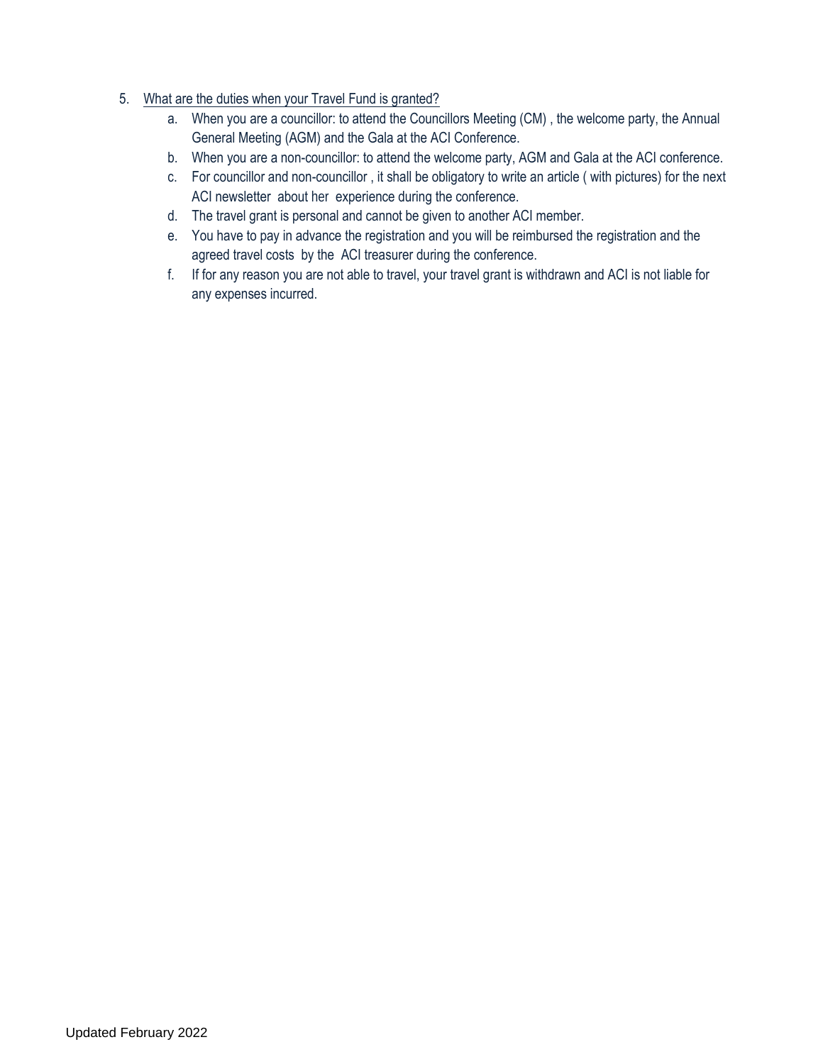5. What are the duties when your Travel Fund is granted?
    a. When you are a councillor: to attend the Councillors Meeting (CM) , the welcome party, the Annual General Meeting (AGM) and the Gala at the ACI Conference.
    b. When you are a non-councillor: to attend the welcome party, AGM and Gala at the ACI conference.
    c. For councillor and non-councillor , it shall be obligatory to write an article ( with pictures) for the next ACI newsletter about her experience during the conference.
    d. The travel grant is personal and cannot be given to another ACI member.
    e. You have to pay in advance the registration and you will be reimbursed the registration and the agreed travel costs by the ACI treasurer during the conference.
    f. If for any reason you are not able to travel, your travel grant is withdrawn and ACI is not liable for any expenses incurred.

Updated February 2022